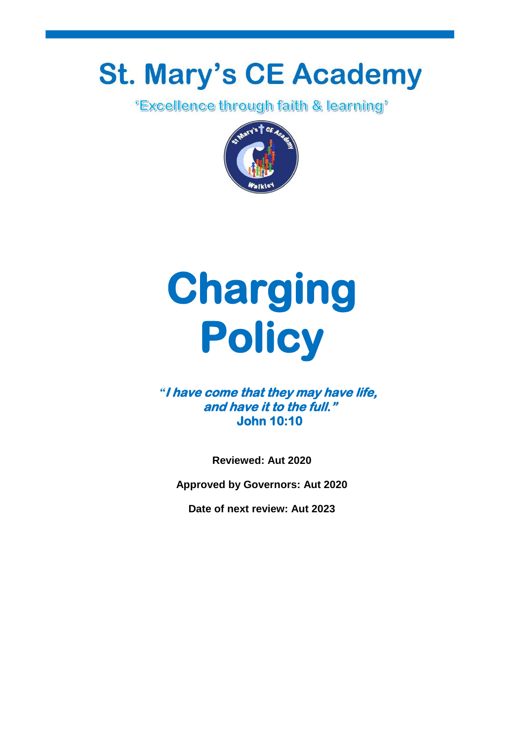# St. Mary's CE Academy

'Excellence through faith & learning'

# Charging Policy

***"I have come that they may have life, and have it to the full."***
**John 10:10**

**Reviewed: Aut 2020**

**Approved by Governors: Aut 2020**

**Date of next review: Aut 2023**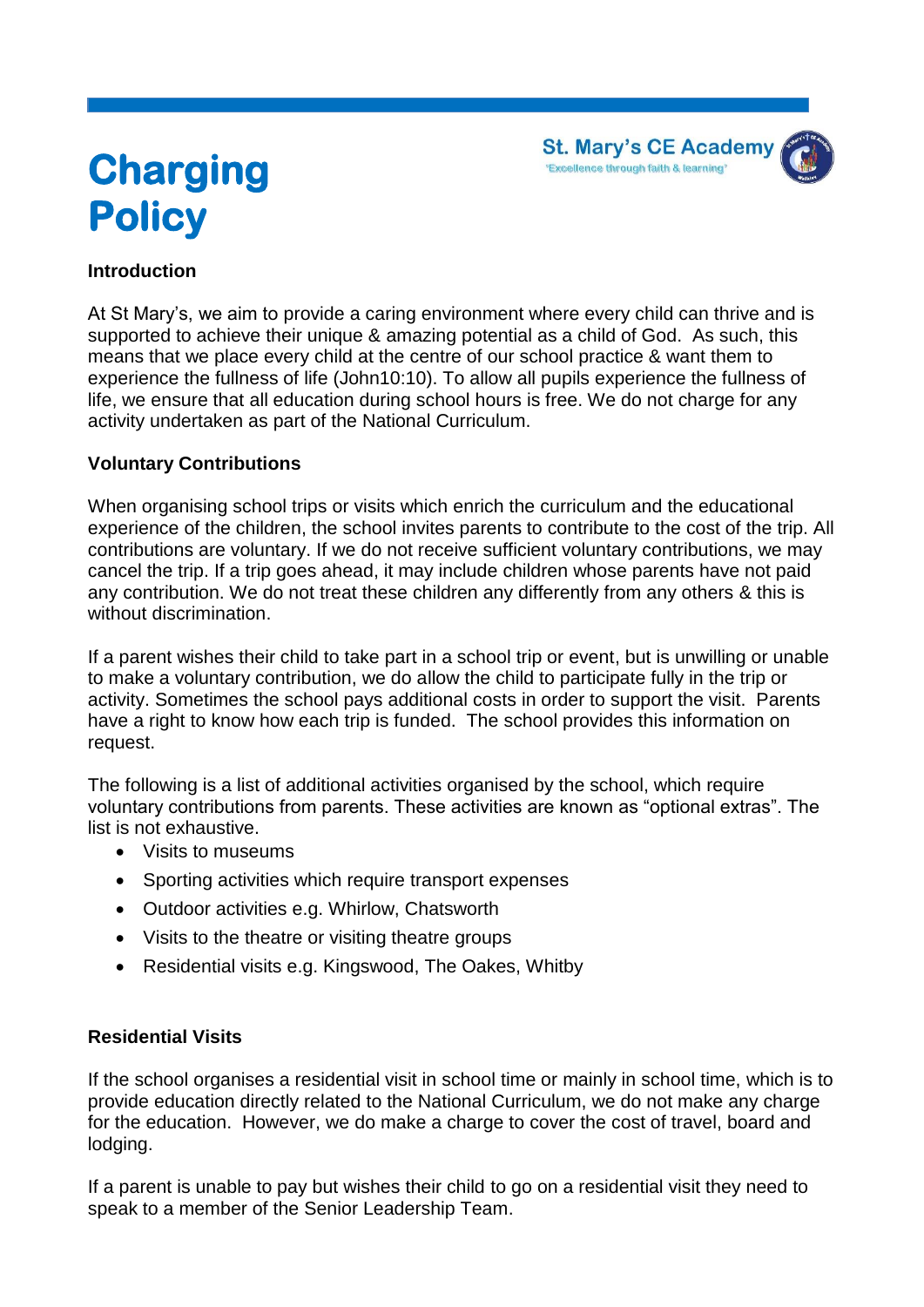# Charging Policy

St. Mary's CE Academy
"Excellence through faith & learning"

**Introduction**

At St Mary's, we aim to provide a caring environment where every child can thrive and is supported to achieve their unique & amazing potential as a child of God. As such, this means that we place every child at the centre of our school practice & want them to experience the fullness of life (John10:10). To allow all pupils experience the fullness of life, we ensure that all education during school hours is free. We do not charge for any activity undertaken as part of the National Curriculum.

**Voluntary Contributions**

When organising school trips or visits which enrich the curriculum and the educational experience of the children, the school invites parents to contribute to the cost of the trip. All contributions are voluntary. If we do not receive sufficient voluntary contributions, we may cancel the trip. If a trip goes ahead, it may include children whose parents have not paid any contribution. We do not treat these children any differently from any others & this is without discrimination.

If a parent wishes their child to take part in a school trip or event, but is unwilling or unable to make a voluntary contribution, we do allow the child to participate fully in the trip or activity. Sometimes the school pays additional costs in order to support the visit. Parents have a right to know how each trip is funded. The school provides this information on request.

The following is a list of additional activities organised by the school, which require voluntary contributions from parents. These activities are known as "optional extras". The list is not exhaustive.

- Visits to museums
- Sporting activities which require transport expenses
- Outdoor activities e.g. Whirlow, Chatsworth
- Visits to the theatre or visiting theatre groups
- Residential visits e.g. Kingswood, The Oakes, Whitby

**Residential Visits**

If the school organises a residential visit in school time or mainly in school time, which is to provide education directly related to the National Curriculum, we do not make any charge for the education. However, we do make a charge to cover the cost of travel, board and lodging.

If a parent is unable to pay but wishes their child to go on a residential visit they need to speak to a member of the Senior Leadership Team.